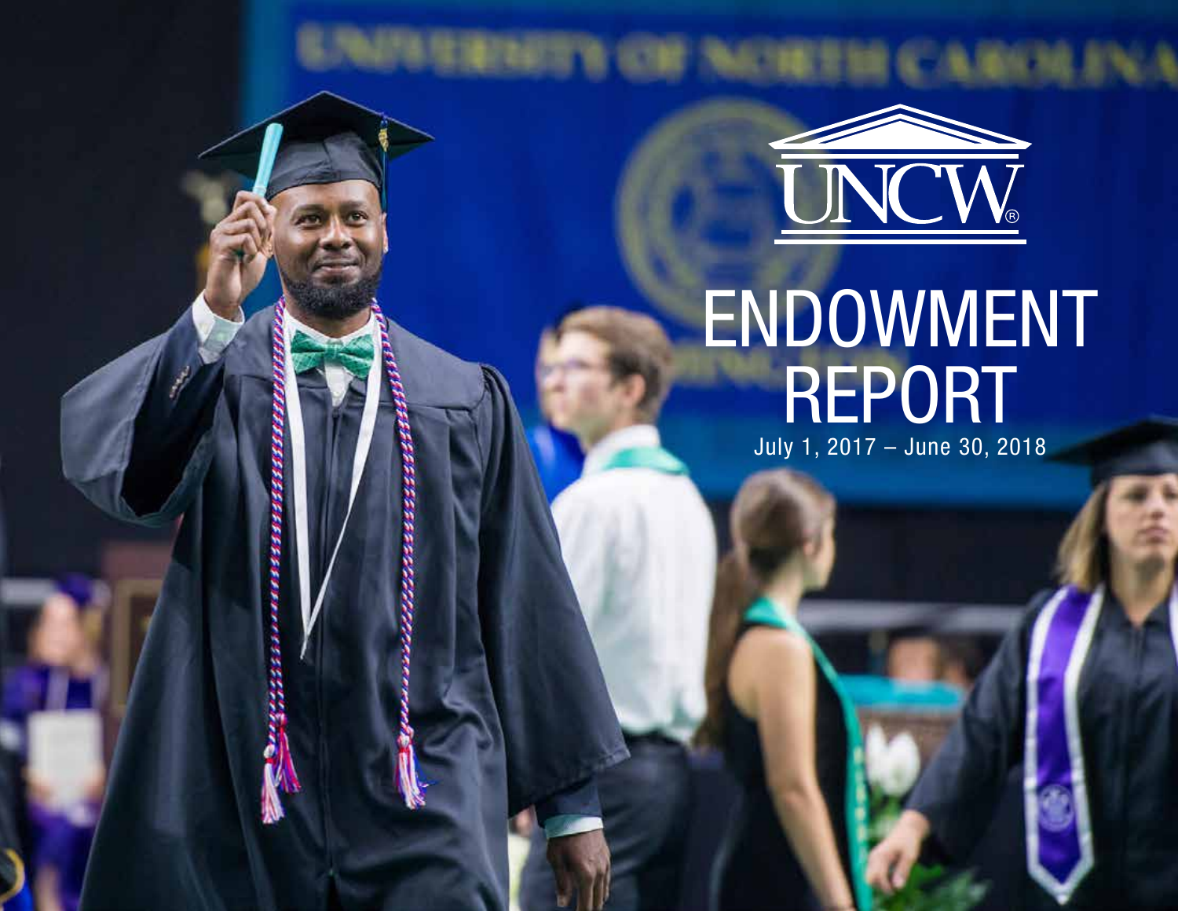UNCW®

# ENDOWMENT REPORT

July 1, 2017 – June 30, 2018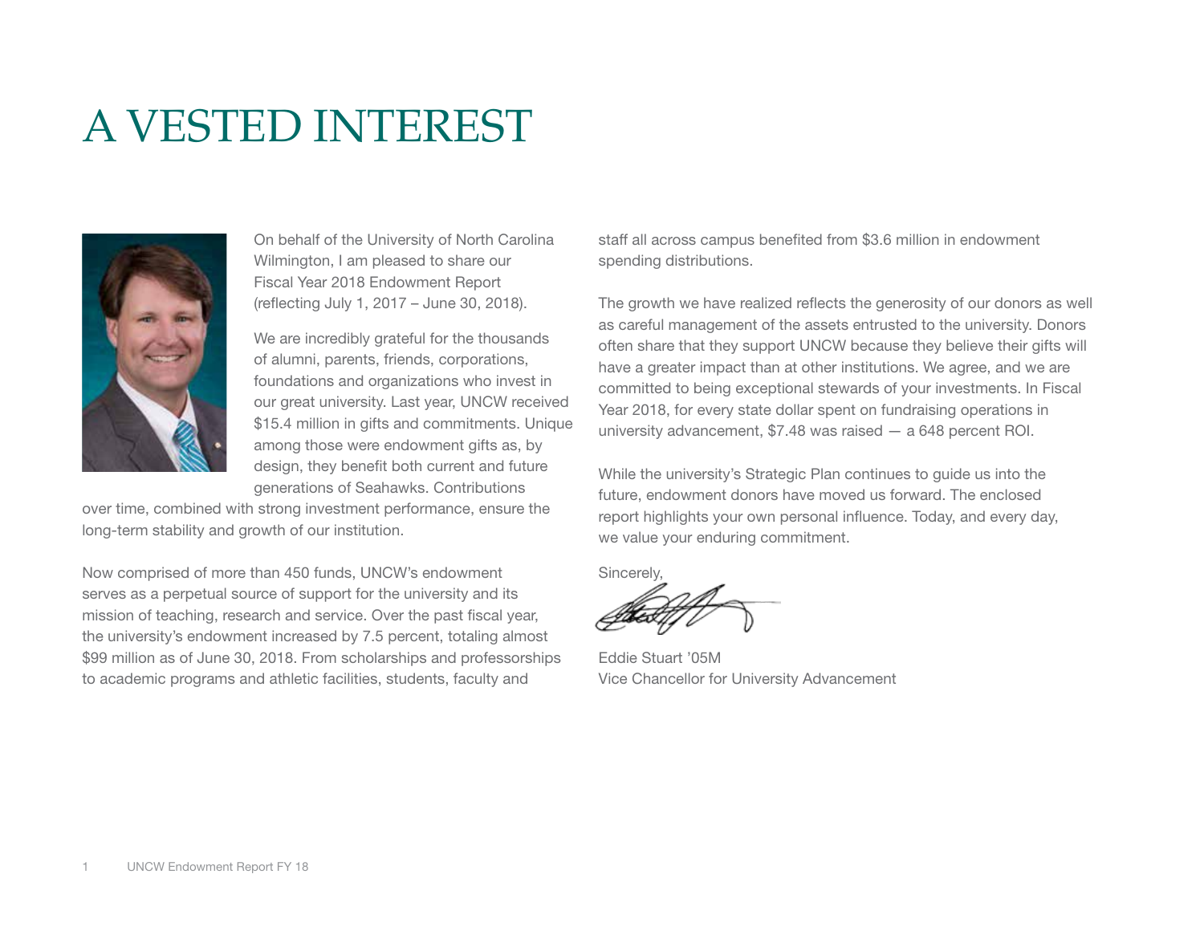# A VESTED INTEREST

On behalf of the University of North Carolina Wilmington, I am pleased to share our Fiscal Year 2018 Endowment Report (reflecting July 1, 2017 – June 30, 2018).

We are incredibly grateful for the thousands of alumni, parents, friends, corporations, foundations and organizations who invest in our great university. Last year, UNCW received $15.4 million in gifts and commitments. Unique among those were endowment gifts as, by design, they benefit both current and future generations of Seahawks. Contributions over time, combined with strong investment performance, ensure the long-term stability and growth of our institution.

Now comprised of more than 450 funds, UNCW's endowment serves as a perpetual source of support for the university and its mission of teaching, research and service. Over the past fiscal year, the university's endowment increased by 7.5 percent, totaling almost $99 million as of June 30, 2018. From scholarships and professorships to academic programs and athletic facilities, students, faculty and staff all across campus benefited from $3.6 million in endowment spending distributions.

The growth we have realized reflects the generosity of our donors as well as careful management of the assets entrusted to the university. Donors often share that they support UNCW because they believe their gifts will have a greater impact than at other institutions. We agree, and we are committed to being exceptional stewards of your investments. In Fiscal Year 2018, for every state dollar spent on fundraising operations in university advancement, $7.48 was raised — a 648 percent ROI.

While the university's Strategic Plan continues to guide us into the future, endowment donors have moved us forward. The enclosed report highlights your own personal influence. Today, and every day, we value your enduring commitment.

Sincerely,

Eddie Stuart '05M
Vice Chancellor for University Advancement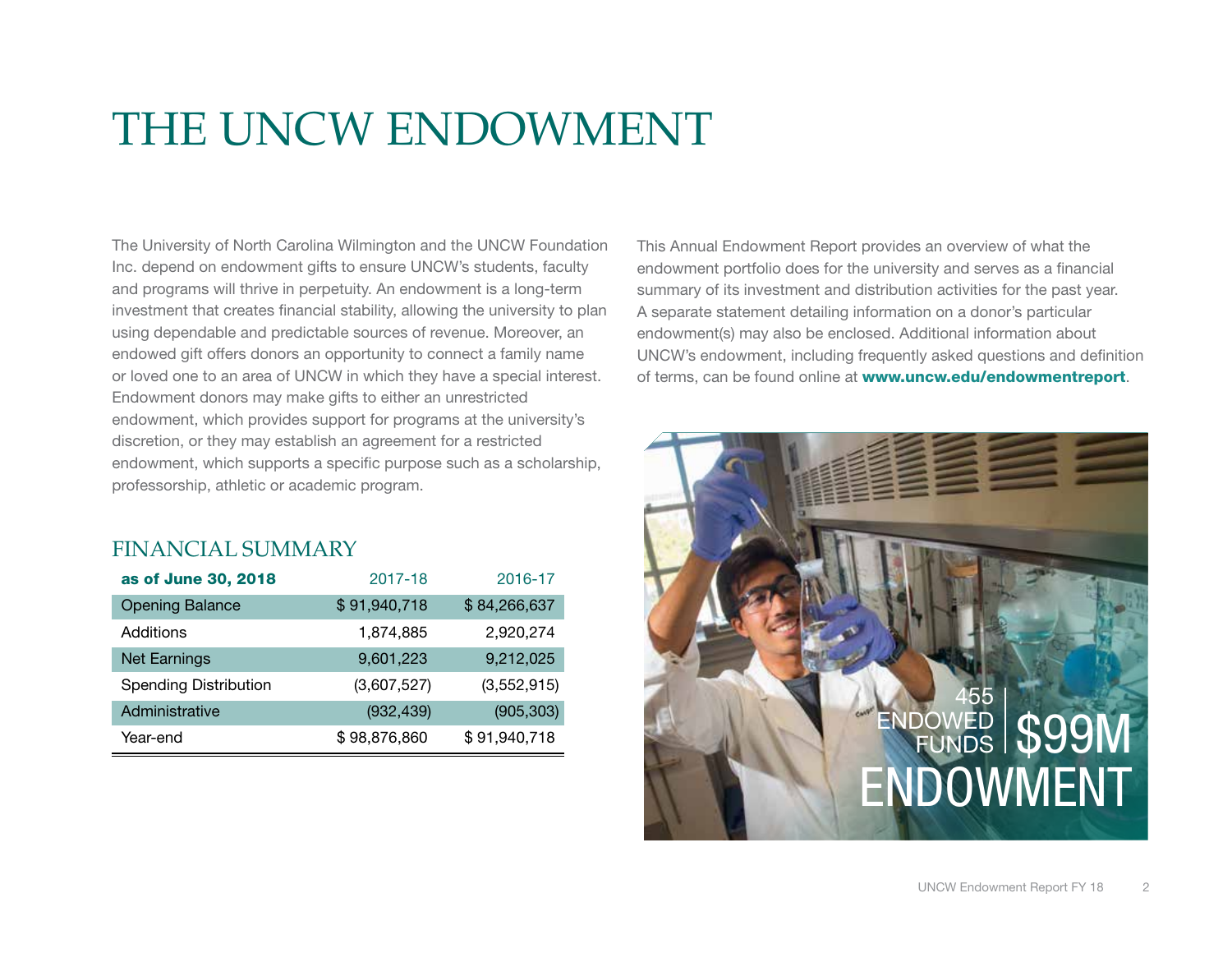# THE UNCW ENDOWMENT

The University of North Carolina Wilmington and the UNCW Foundation Inc. depend on endowment gifts to ensure UNCW's students, faculty and programs will thrive in perpetuity. An endowment is a long-term investment that creates financial stability, allowing the university to plan using dependable and predictable sources of revenue. Moreover, an endowed gift offers donors an opportunity to connect a family name or loved one to an area of UNCW in which they have a special interest. Endowment donors may make gifts to either an unrestricted endowment, which provides support for programs at the university's discretion, or they may establish an agreement for a restricted endowment, which supports a specific purpose such as a scholarship, professorship, athletic or academic program.

## FINANCIAL SUMMARY

| **as of June 30, 2018** | 2017-18 | 2016-17 |
|---|---|---|
| Opening Balance | $ 91,940,718 | $ 84,266,637 |
| Additions | 1,874,885 | 2,920,274 |
| Net Earnings | 9,601,223 | 9,212,025 |
| Spending Distribution | (3,607,527) | (3,552,915) |
| Administrative | (932,439) | (905,303) |
| Year-end | $ 98,876,860 | $ 91,940,718 |

This Annual Endowment Report provides an overview of what the endowment portfolio does for the university and serves as a financial summary of its investment and distribution activities for the past year. A separate statement detailing information on a donor's particular endowment(s) may also be enclosed. Additional information about UNCW's endowment, including frequently asked questions and definition of terms, can be found online at **www.uncw.edu/endowmentreport**.

455 ENDOWED FUNDS | $99M ENDOWMENT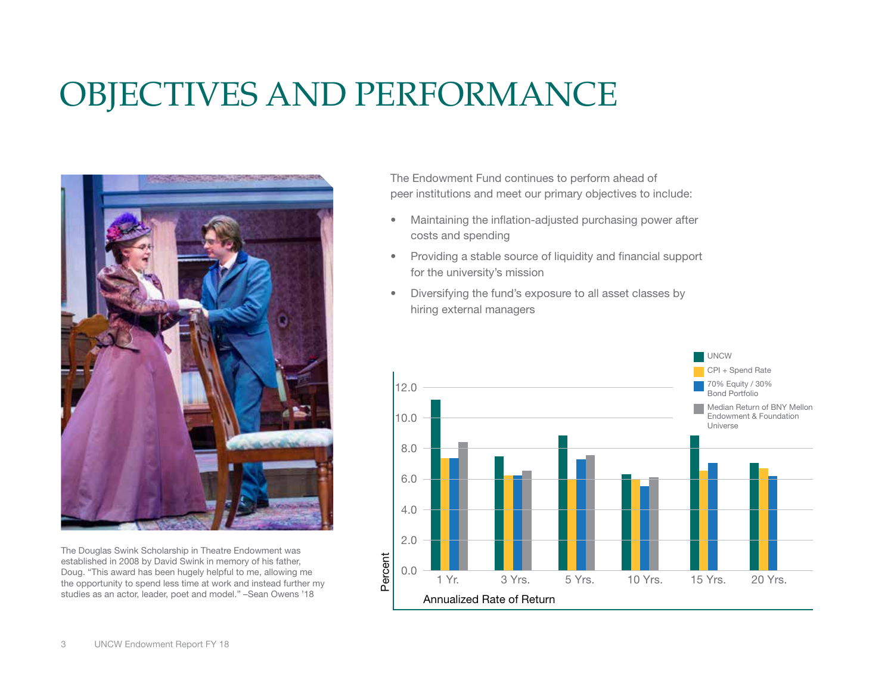# OBJECTIVES AND PERFORMANCE

The Douglas Swink Scholarship in Theatre Endowment was established in 2008 by David Swink in memory of his father, Doug. "This award has been hugely helpful to me, allowing me the opportunity to spend less time at work and instead further my studies as an actor, leader, poet and model." –Sean Owens '18

The Endowment Fund continues to perform ahead of peer institutions and meet our primary objectives to include:

- Maintaining the inflation-adjusted purchasing power after costs and spending
- Providing a stable source of liquidity and financial support for the university's mission
- Diversifying the fund's exposure to all asset classes by hiring external managers

Legend: UNCW; CPI + Spend Rate; 70% Equity / 30% Bond Portfolio; Median Return of BNY Mellon Endowment & Foundation Universe

Y-axis: Percent (0.0–12.0)
X-axis: Annualized Rate of Return (1 Yr., 3 Yrs., 5 Yrs., 10 Yrs., 15 Yrs., 20 Yrs.)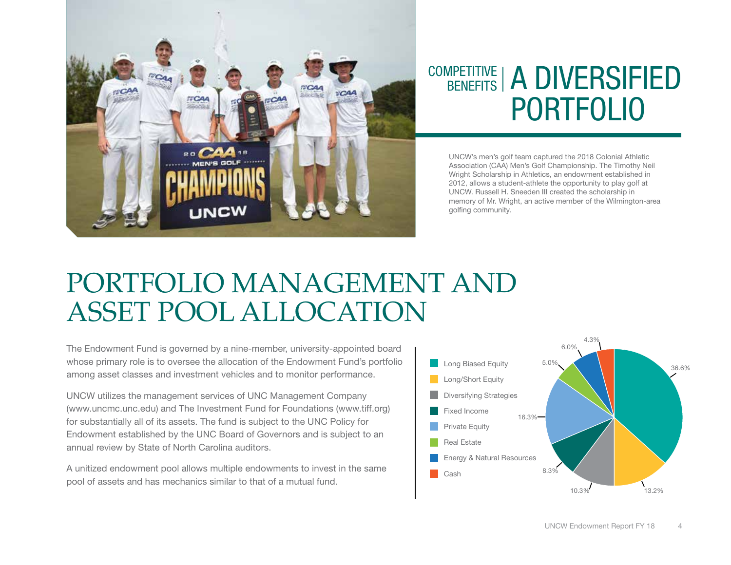## COMPETITIVE BENEFITS | A DIVERSIFIED PORTFOLIO

UNCW's men's golf team captured the 2018 Colonial Athletic Association (CAA) Men's Golf Championship. The Timothy Neil Wright Scholarship in Athletics, an endowment established in 2012, allows a student-athlete the opportunity to play golf at UNCW. Russell H. Sneeden III created the scholarship in memory of Mr. Wright, an active member of the Wilmington-area golfing community.

# PORTFOLIO MANAGEMENT AND ASSET POOL ALLOCATION

The Endowment Fund is governed by a nine-member, university-appointed board whose primary role is to oversee the allocation of the Endowment Fund's portfolio among asset classes and investment vehicles and to monitor performance.

UNCW utilizes the management services of UNC Management Company (www.uncmc.unc.edu) and The Investment Fund for Foundations (www.tiff.org) for substantially all of its assets. The fund is subject to the UNC Policy for Endowment established by the UNC Board of Governors and is subject to an annual review by State of North Carolina auditors.

A unitized endowment pool allows multiple endowments to invest in the same pool of assets and has mechanics similar to that of a mutual fund.

| Asset Class | Allocation |
|---|---|
| Long Biased Equity | 36.6% |
| Long/Short Equity | 13.2% |
| Diversifying Strategies | 10.3% |
| Fixed Income | 8.3% |
| Private Equity | 16.3% |
| Real Estate | 5.0% |
| Energy & Natural Resources | 6.0% |
| Cash | 4.3% |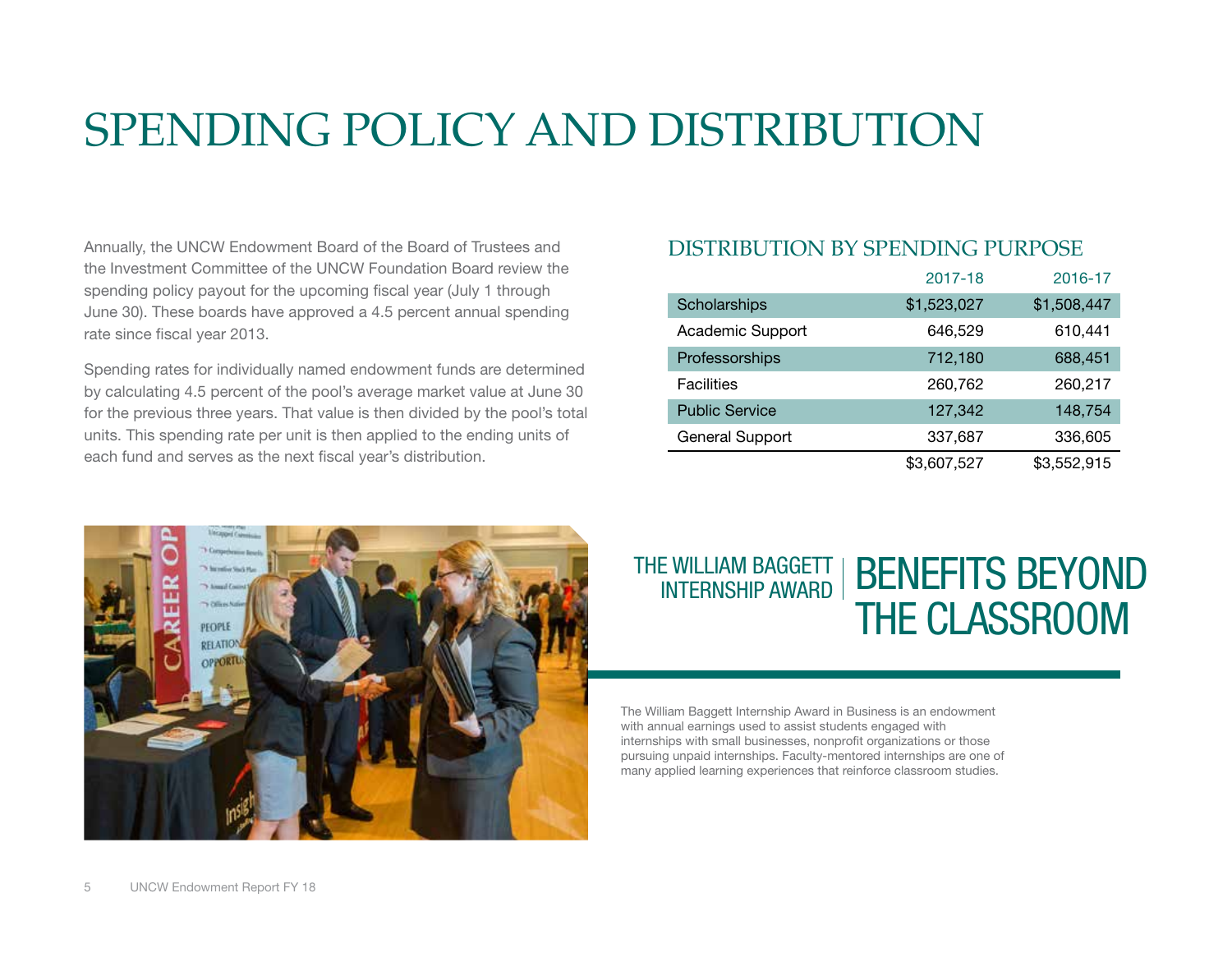# SPENDING POLICY AND DISTRIBUTION

Annually, the UNCW Endowment Board of the Board of Trustees and the Investment Committee of the UNCW Foundation Board review the spending policy payout for the upcoming fiscal year (July 1 through June 30). These boards have approved a 4.5 percent annual spending rate since fiscal year 2013.

Spending rates for individually named endowment funds are determined by calculating 4.5 percent of the pool's average market value at June 30 for the previous three years. That value is then divided by the pool's total units. This spending rate per unit is then applied to the ending units of each fund and serves as the next fiscal year's distribution.

## DISTRIBUTION BY SPENDING PURPOSE

| | 2017-18 | 2016-17 |
|---|---|---|
| Scholarships | $1,523,027 | $1,508,447 |
| Academic Support | 646,529 | 610,441 |
| Professorships | 712,180 | 688,451 |
| Facilities | 260,762 | 260,217 |
| Public Service | 127,342 | 148,754 |
| General Support | 337,687 | 336,605 |
| | $3,607,527 | $3,552,915 |

## THE WILLIAM BAGGETT INTERNSHIP AWARD | BENEFITS BEYOND THE CLASSROOM

The William Baggett Internship Award in Business is an endowment with annual earnings used to assist students engaged with internships with small businesses, nonprofit organizations or those pursuing unpaid internships. Faculty-mentored internships are one of many applied learning experiences that reinforce classroom studies.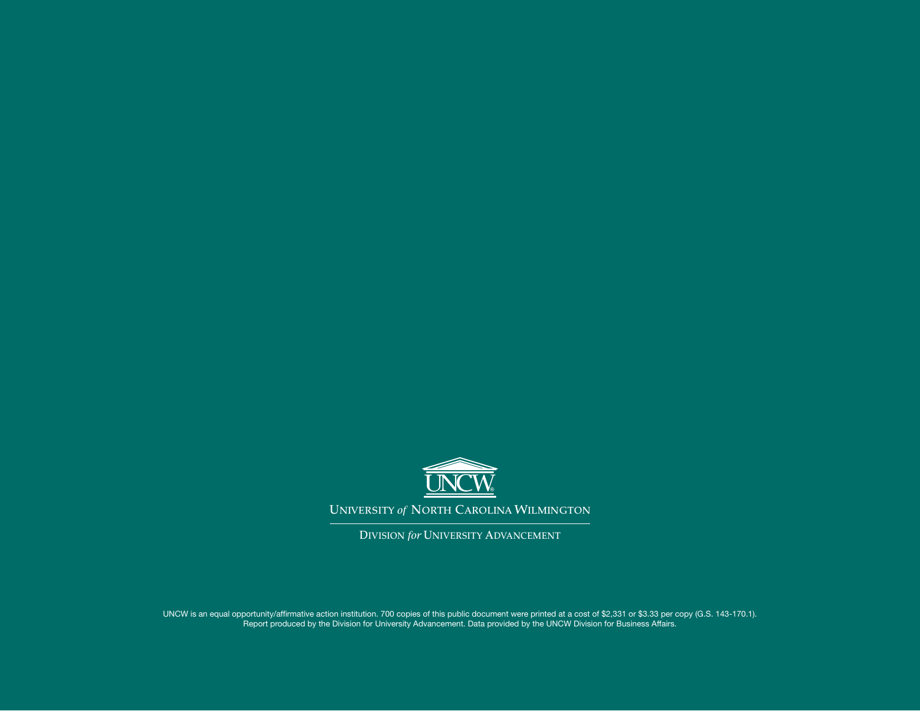UNCW

UNIVERSITY *of* NORTH CAROLINA WILMINGTON

DIVISION *for* UNIVERSITY ADVANCEMENT

UNCW is an equal opportunity/affirmative action institution. 700 copies of this public document were printed at a cost of $2,331 or $3.33 per copy (G.S. 143-170.1).
Report produced by the Division for University Advancement. Data provided by the UNCW Division for Business Affairs.